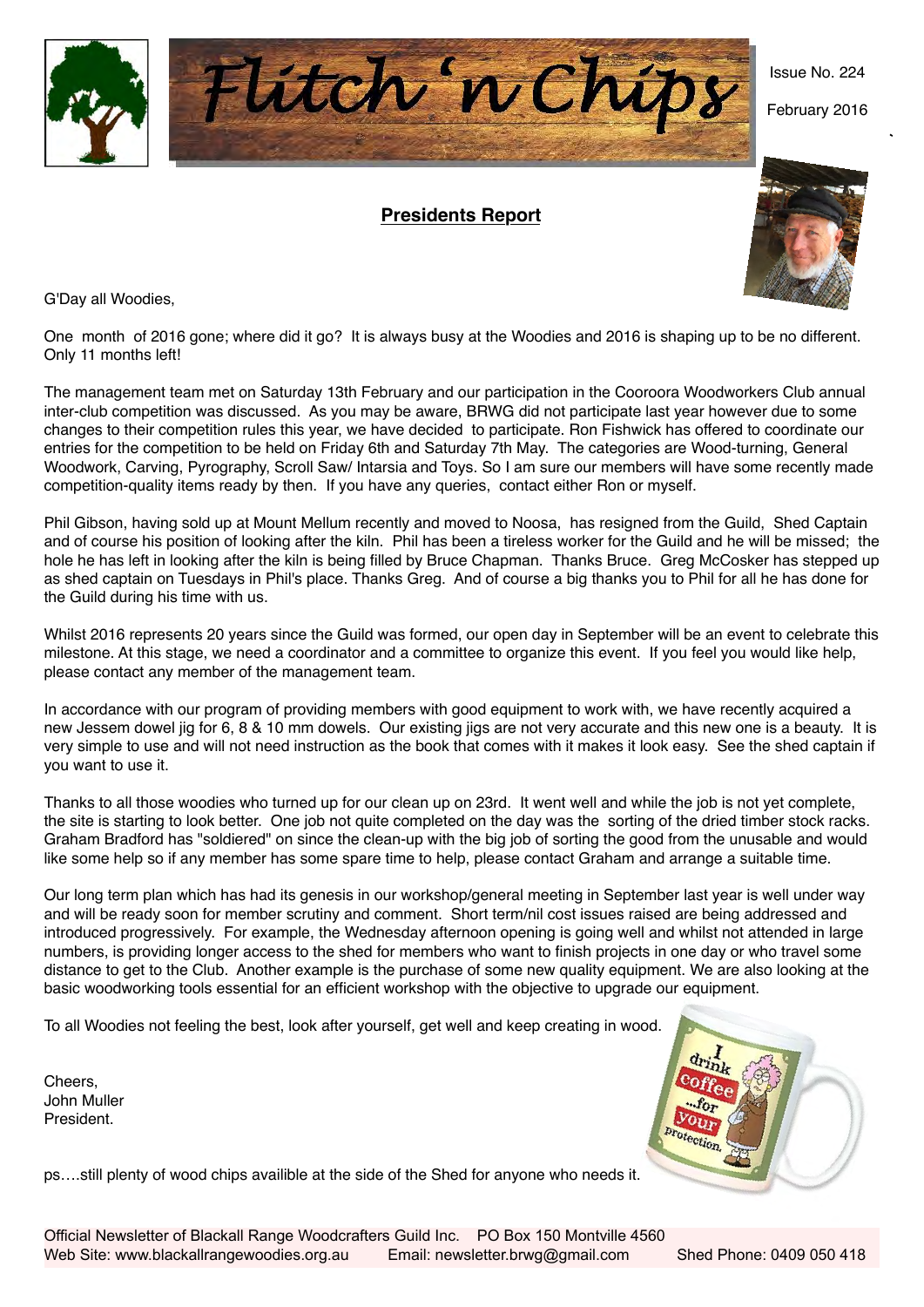# Flitch 'n Chips

Issue No. 224

February 2016

## Presidents Report

G'Day all Woodies,

One month of 2016 gone; where did it go? It is always busy at the Woodies and 2016 is shaping up to be no different. Only 11 months left!

The management team met on Saturday 13th February and our participation in the Cooroora Woodworkers Club annual inter-club competition was discussed. As you may be aware, BRWG did not participate last year however due to some changes to their competition rules this year, we have decided to participate. Ron Fishwick has offered to coordinate our entries for the competition to be held on Friday 6th and Saturday 7th May. The categories are Wood-turning, General Woodwork, Carving, Pyrography, Scroll Saw/ Intarsia and Toys. So I am sure our members will have some recently made competition-quality items ready by then. If you have any queries, contact either Ron or myself.

Phil Gibson, having sold up at Mount Mellum recently and moved to Noosa, has resigned from the Guild, Shed Captain and of course his position of looking after the kiln. Phil has been a tireless worker for the Guild and he will be missed; the hole he has left in looking after the kiln is being filled by Bruce Chapman. Thanks Bruce. Greg McCosker has stepped up as shed captain on Tuesdays in Phil's place. Thanks Greg. And of course a big thanks you to Phil for all he has done for the Guild during his time with us.

Whilst 2016 represents 20 years since the Guild was formed, our open day in September will be an event to celebrate this milestone. At this stage, we need a coordinator and a committee to organize this event. If you feel you would like help, please contact any member of the management team.

In accordance with our program of providing members with good equipment to work with, we have recently acquired a new Jessem dowel jig for 6, 8 & 10 mm dowels. Our existing jigs are not very accurate and this new one is a beauty. It is very simple to use and will not need instruction as the book that comes with it makes it look easy. See the shed captain if you want to use it.

Thanks to all those woodies who turned up for our clean up on 23rd. It went well and while the job is not yet complete, the site is starting to look better. One job not quite completed on the day was the sorting of the dried timber stock racks. Graham Bradford has "soldiered" on since the clean-up with the big job of sorting the good from the unusable and would like some help so if any member has some spare time to help, please contact Graham and arrange a suitable time.

Our long term plan which has had its genesis in our workshop/general meeting in September last year is well under way and will be ready soon for member scrutiny and comment. Short term/nil cost issues raised are being addressed and introduced progressively. For example, the Wednesday afternoon opening is going well and whilst not attended in large numbers, is providing longer access to the shed for members who want to finish projects in one day or who travel some distance to get to the Club. Another example is the purchase of some new quality equipment. We are also looking at the basic woodworking tools essential for an efficient workshop with the objective to upgrade our equipment.

To all Woodies not feeling the best, look after yourself, get well and keep creating in wood.

Cheers,
John Muller
President.

ps….still plenty of wood chips availible at the side of the Shed for anyone who needs it.

Official Newsletter of Blackall Range Woodcrafters Guild Inc. PO Box 150 Montville 4560
Web Site: www.blackallrangewoodies.org.au Email: newsletter.brwg@gmail.com Shed Phone: 0409 050 418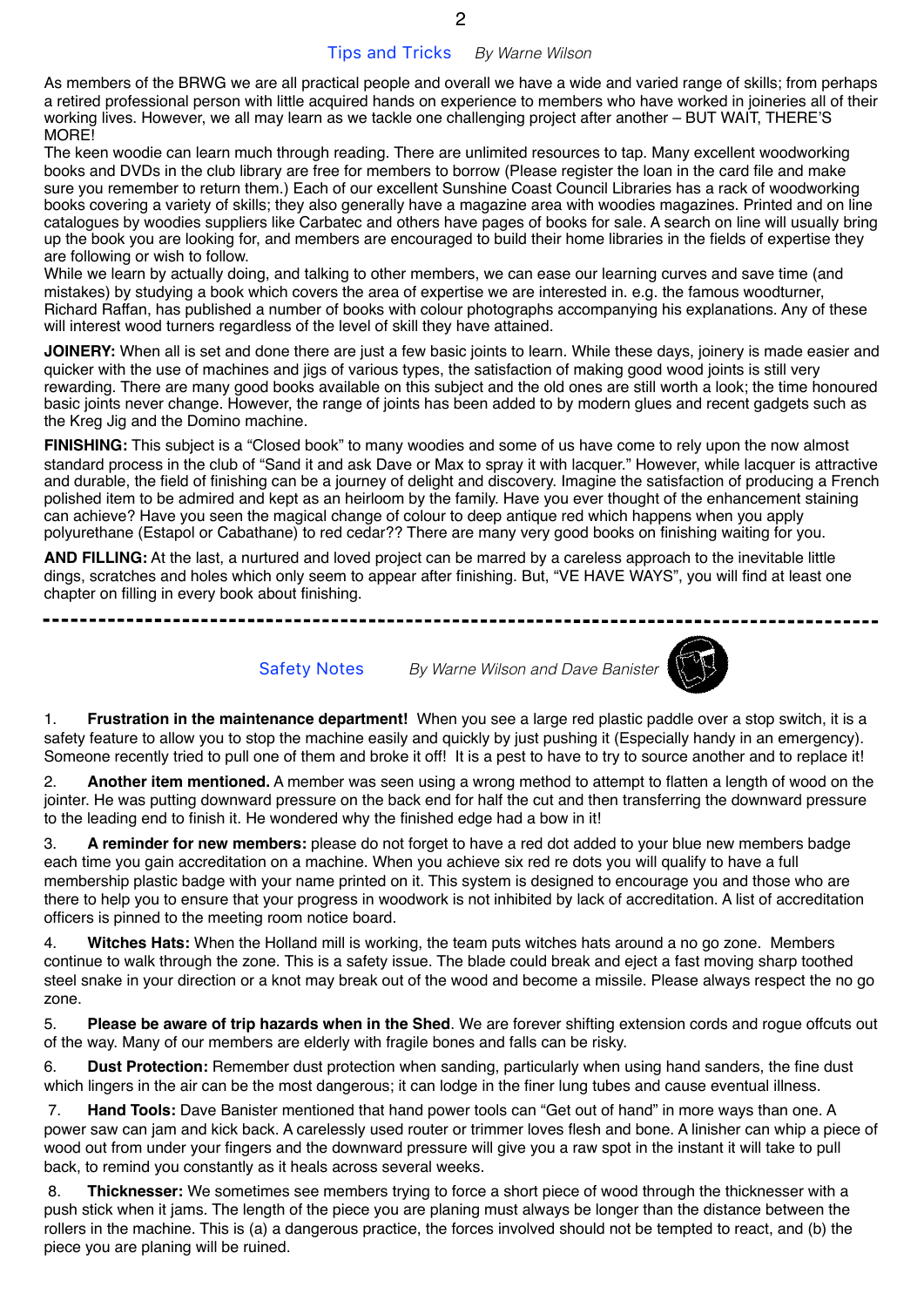## Tips and Tricks *By Warne Wilson*

As members of the BRWG we are all practical people and overall we have a wide and varied range of skills; from perhaps a retired professional person with little acquired hands on experience to members who have worked in joineries all of their working lives. However, we all may learn as we tackle one challenging project after another – BUT WAIT, THERE'S MORE!

The keen woodie can learn much through reading. There are unlimited resources to tap. Many excellent woodworking books and DVDs in the club library are free for members to borrow (Please register the loan in the card file and make sure you remember to return them.) Each of our excellent Sunshine Coast Council Libraries has a rack of woodworking books covering a variety of skills; they also generally have a magazine area with woodies magazines. Printed and on line catalogues by woodies suppliers like Carbatec and others have pages of books for sale. A search on line will usually bring up the book you are looking for, and members are encouraged to build their home libraries in the fields of expertise they are following or wish to follow.

While we learn by actually doing, and talking to other members, we can ease our learning curves and save time (and mistakes) by studying a book which covers the area of expertise we are interested in. e.g. the famous woodturner, Richard Raffan, has published a number of books with colour photographs accompanying his explanations. Any of these will interest wood turners regardless of the level of skill they have attained.

**JOINERY:** When all is set and done there are just a few basic joints to learn. While these days, joinery is made easier and quicker with the use of machines and jigs of various types, the satisfaction of making good wood joints is still very rewarding. There are many good books available on this subject and the old ones are still worth a look; the time honoured basic joints never change. However, the range of joints has been added to by modern glues and recent gadgets such as the Kreg Jig and the Domino machine.

**FINISHING:** This subject is a "Closed book" to many woodies and some of us have come to rely upon the now almost standard process in the club of "Sand it and ask Dave or Max to spray it with lacquer." However, while lacquer is attractive and durable, the field of finishing can be a journey of delight and discovery. Imagine the satisfaction of producing a French polished item to be admired and kept as an heirloom by the family. Have you ever thought of the enhancement staining can achieve? Have you seen the magical change of colour to deep antique red which happens when you apply polyurethane (Estapol or Cabathane) to red cedar?? There are many very good books on finishing waiting for you.

**AND FILLING:** At the last, a nurtured and loved project can be marred by a careless approach to the inevitable little dings, scratches and holes which only seem to appear after finishing. But, "VE HAVE WAYS", you will find at least one chapter on filling in every book about finishing.

---

## Safety Notes *By Warne Wilson and Dave Banister*

1. **Frustration in the maintenance department!** When you see a large red plastic paddle over a stop switch, it is a safety feature to allow you to stop the machine easily and quickly by just pushing it (Especially handy in an emergency). Someone recently tried to pull one of them and broke it off! It is a pest to have to try to source another and to replace it!

2. **Another item mentioned.** A member was seen using a wrong method to attempt to flatten a length of wood on the jointer. He was putting downward pressure on the back end for half the cut and then transferring the downward pressure to the leading end to finish it. He wondered why the finished edge had a bow in it!

3. **A reminder for new members:** please do not forget to have a red dot added to your blue new members badge each time you gain accreditation on a machine. When you achieve six red re dots you will qualify to have a full membership plastic badge with your name printed on it. This system is designed to encourage you and those who are there to help you to ensure that your progress in woodwork is not inhibited by lack of accreditation. A list of accreditation officers is pinned to the meeting room notice board.

4. **Witches Hats:** When the Holland mill is working, the team puts witches hats around a no go zone. Members continue to walk through the zone. This is a safety issue. The blade could break and eject a fast moving sharp toothed steel snake in your direction or a knot may break out of the wood and become a missile. Please always respect the no go zone.

5. **Please be aware of trip hazards when in the Shed**. We are forever shifting extension cords and rogue offcuts out of the way. Many of our members are elderly with fragile bones and falls can be risky.

6. **Dust Protection:** Remember dust protection when sanding, particularly when using hand sanders, the fine dust which lingers in the air can be the most dangerous; it can lodge in the finer lung tubes and cause eventual illness.

7. **Hand Tools:** Dave Banister mentioned that hand power tools can "Get out of hand" in more ways than one. A power saw can jam and kick back. A carelessly used router or trimmer loves flesh and bone. A linisher can whip a piece of wood out from under your fingers and the downward pressure will give you a raw spot in the instant it will take to pull back, to remind you constantly as it heals across several weeks.

8. **Thicknesser:** We sometimes see members trying to force a short piece of wood through the thicknesser with a push stick when it jams. The length of the piece you are planing must always be longer than the distance between the rollers in the machine. This is (a) a dangerous practice, the forces involved should not be tempted to react, and (b) the piece you are planing will be ruined.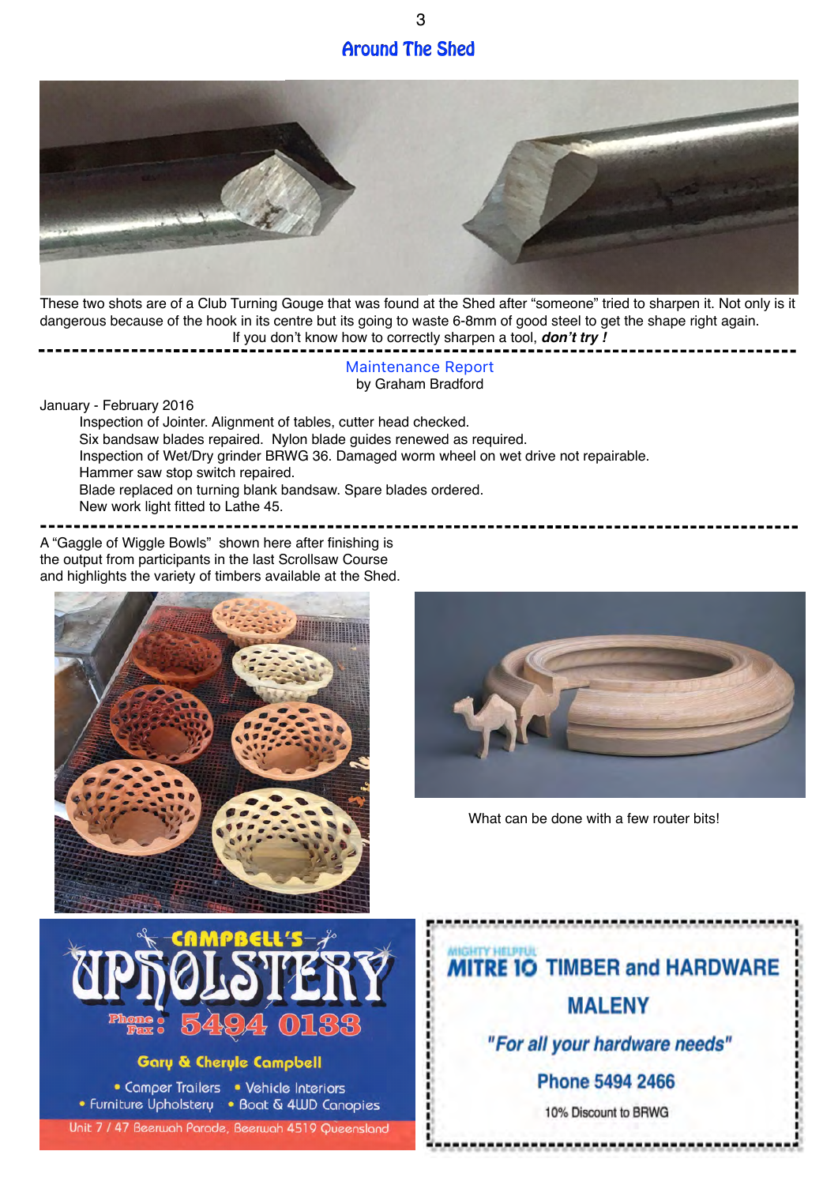## Around The Shed

These two shots are of a Club Turning Gouge that was found at the Shed after "someone" tried to sharpen it. Not only is it dangerous because of the hook in its centre but its going to waste 6-8mm of good steel to get the shape right again.
If you don't know how to correctly sharpen a tool, ***don't try !***

---

### Maintenance Report
by Graham Bradford

January - February 2016

- Inspection of Jointer. Alignment of tables, cutter head checked.
- Six bandsaw blades repaired. Nylon blade guides renewed as required.
- Inspection of Wet/Dry grinder BRWG 36. Damaged worm wheel on wet drive not repairable.
- Hammer saw stop switch repaired.
- Blade replaced on turning blank bandsaw. Spare blades ordered.
- New work light fitted to Lathe 45.

---

A "Gaggle of Wiggle Bowls" shown here after finishing is the output from participants in the last Scrollsaw Course and highlights the variety of timbers available at the Shed.

What can be done with a few router bits!

---

**CAMPBELL'S UPHOLSTERY**
Phone Fax: 5494 0133
Gary & Cheryle Campbell
- Camper Trailers
- Vehicle Interiors
- Furniture Upholstery
- Boat & 4WD Canopies

Unit 7 / 47 Beerwah Parade, Beerwah 4519 Queensland

---

**MIGHTY HELPFUL MITRE 10 TIMBER and HARDWARE MALENY**
*"For all your hardware needs"*
Phone 5494 2466
10% Discount to BRWG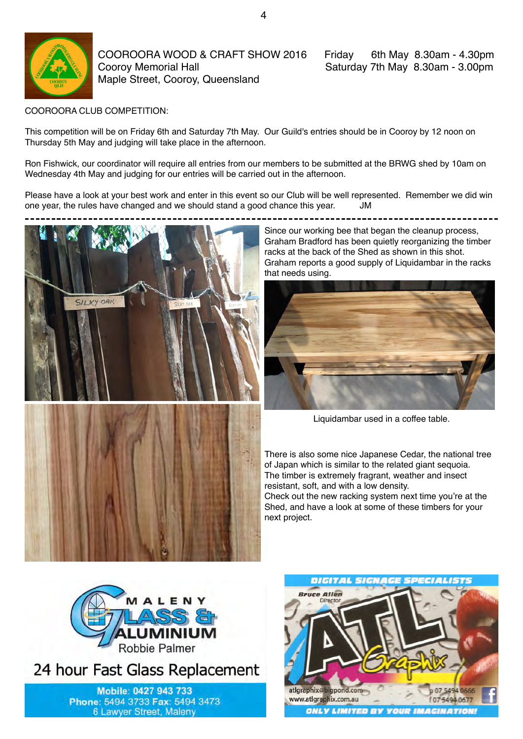COOROORA WOOD & CRAFT SHOW 2016
Cooroy Memorial Hall
Maple Street, Cooroy, Queensland

Friday 6th May 8.30am - 4.30pm
Saturday 7th May 8.30am - 3.00pm

COOROORA CLUB COMPETITION:

This competition will be on Friday 6th and Saturday 7th May. Our Guild's entries should be in Cooroy by 12 noon on Thursday 5th May and judging will take place in the afternoon.

Ron Fishwick, our coordinator will require all entries from our members to be submitted at the BRWG shed by 10am on Wednesday 4th May and judging for our entries will be carried out in the afternoon.

Please have a look at your best work and enter in this event so our Club will be well represented. Remember we did win one year, the rules have changed and we should stand a good chance this year. JM

---

Since our working bee that began the cleanup process, Graham Bradford has been quietly reorganizing the timber racks at the back of the Shed as shown in this shot. Graham reports a good supply of Liquidambar in the racks that needs using.

Liquidambar used in a coffee table.

There is also some nice Japanese Cedar, the national tree of Japan which is similar to the related giant sequoia. The timber is extremely fragrant, weather and insect resistant, soft, and with a low density.
Check out the new racking system next time you're at the Shed, and have a look at some of these timbers for your next project.

MALENY GLASS & ALUMINIUM
Robbie Palmer
24 hour Fast Glass Replacement
Mobile: 0427 943 733
Phone: 5494 3733 Fax: 5494 3473
6 Lawyer Street, Maleny

DIGITAL SIGNAGE SPECIALISTS
Bruce Allen
Director
ATL Graphix
atlgraphix@bigpond.com
www.atlgraphix.com.au
p 07 5494 0666
f 07 5494 0677
ONLY LIMITED BY YOUR IMAGINATION!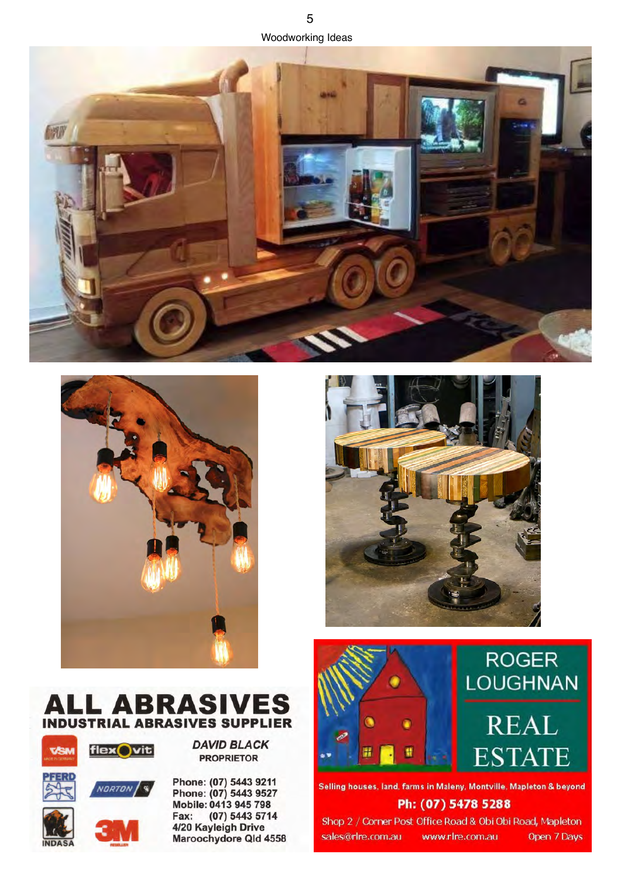# Woodworking Ideas

## ALL ABRASIVES

**INDUSTRIAL ABRASIVES SUPPLIER**

VSM · flexOvit · PFERD · NORTON · INDASA · 3M

***DAVID BLACK***

**PROPRIETOR**

**Phone: (07) 5443 9211**
**Phone: (07) 5443 9527**
**Mobile: 0413 945 798**
**Fax: (07) 5443 5714**
**4/20 Kayleigh Drive**
**Maroochydore Qld 4558**

## ROGER LOUGHNAN REAL ESTATE

Selling houses, land, farms in Maleny, Montville, Mapleton & beyond

**Ph: (07) 5478 5288**

Shop 2 / Corner Post Office Road & Obi Obi Road, Mapleton

sales@rlre.com.au www.rlre.com.au Open 7 Days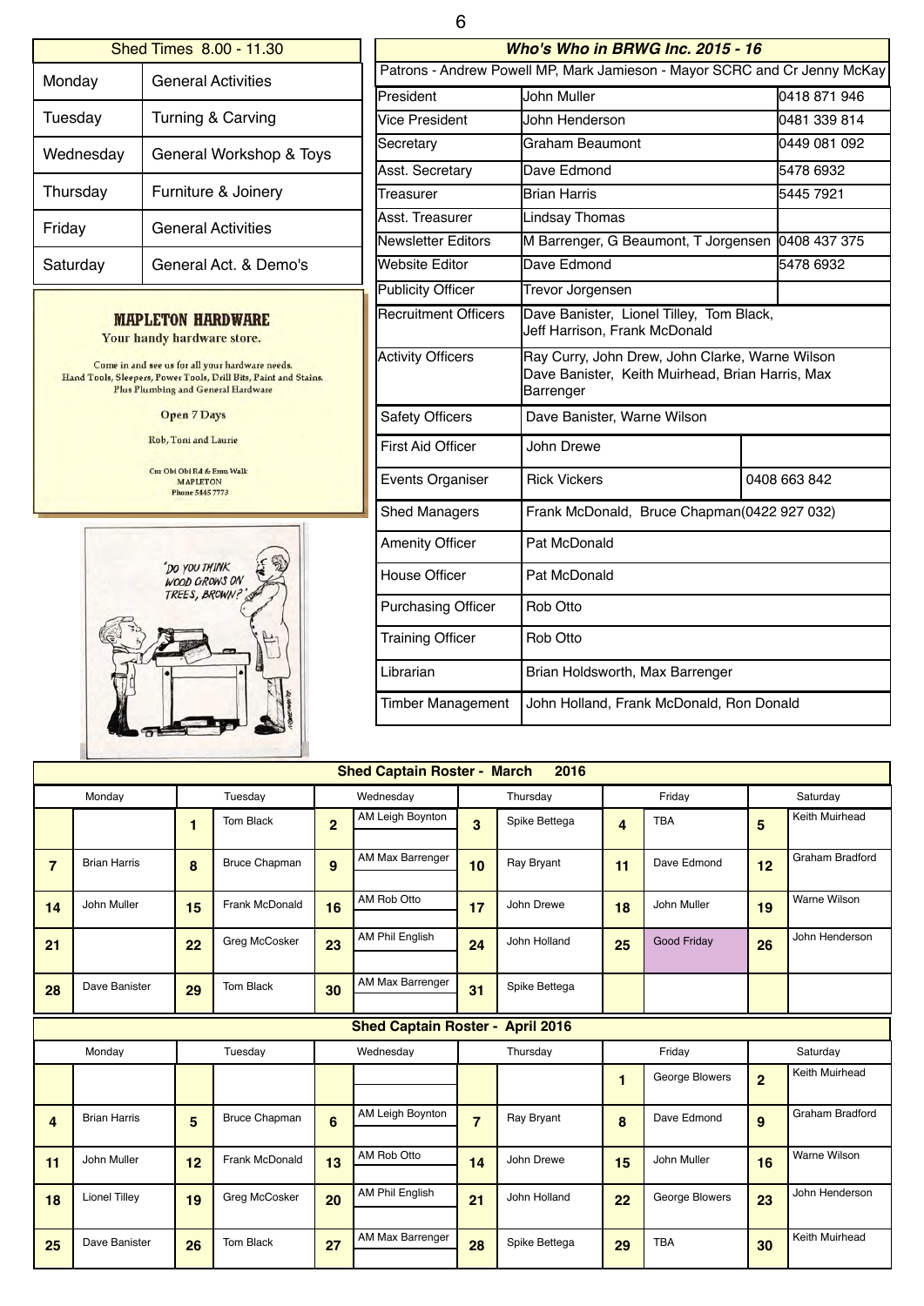| Shed Times 8.00 - 11.30 | |
|---|---|
| Monday | General Activities |
| Tuesday | Turning & Carving |
| Wednesday | General Workshop & Toys |
| Thursday | Furniture & Joinery |
| Friday | General Activities |
| Saturday | General Act. & Demo's |

**MAPLETON HARDWARE**
Your handy hardware store.

Come in and see us for all your hardware needs.
Hand Tools, Sleepers, Power Tools, Drill Bits, Paint and Stains.
Plus Plumbing and General Hardware

Open 7 Days

Rob, Toni and Laurie

Cnr Obi Obi Rd & Emu Walk
MAPLETON
Phone 5445 7773

"DO YOU THINK WOOD GROWS ON TREES, BROWN?"

## Who's Who in BRWG Inc. 2015 - 16

Patrons - Andrew Powell MP, Mark Jamieson - Mayor SCRC and Cr Jenny McKay

| | | |
|---|---|---|
| President | John Muller | 0418 871 946 |
| Vice President | John Henderson | 0481 339 814 |
| Secretary | Graham Beaumont | 0449 081 092 |
| Asst. Secretary | Dave Edmond | 5478 6932 |
| Treasurer | Brian Harris | 5445 7921 |
| Asst. Treasurer | Lindsay Thomas | |
| Newsletter Editors | M Barrenger, G Beaumont, T Jorgensen | 0408 437 375 |
| Website Editor | Dave Edmond | 5478 6932 |
| Publicity Officer | Trevor Jorgensen | |
| Recruitment Officers | Dave Banister, Lionel Tilley, Tom Black, Jeff Harrison, Frank McDonald | |
| Activity Officers | Ray Curry, John Drew, John Clarke, Warne Wilson Dave Banister, Keith Muirhead, Brian Harris, Max Barrenger | |
| Safety Officers | Dave Banister, Warne Wilson | |
| First Aid Officer | John Drewe | |
| Events Organiser | Rick Vickers | 0408 663 842 |
| Shed Managers | Frank McDonald, Bruce Chapman(0422 927 032) | |
| Amenity Officer | Pat McDonald | |
| House Officer | Pat McDonald | |
| Purchasing Officer | Rob Otto | |
| Training Officer | Rob Otto | |
| Librarian | Brian Holdsworth, Max Barrenger | |
| Timber Management | John Holland, Frank McDonald, Ron Donald | |

## Shed Captain Roster - March 2016

| Monday | | Tuesday | | Wednesday | | Thursday | | Friday | | Saturday | |
|---|---|---|---|---|---|---|---|---|---|---|---|
| | | 1 | Tom Black | 2 | AM Leigh Boynton | 3 | Spike Bettega | 4 | TBA | 5 | Keith Muirhead |
| 7 | Brian Harris | 8 | Bruce Chapman | 9 | AM Max Barrenger | 10 | Ray Bryant | 11 | Dave Edmond | 12 | Graham Bradford |
| 14 | John Muller | 15 | Frank McDonald | 16 | AM Rob Otto | 17 | John Drewe | 18 | John Muller | 19 | Warne Wilson |
| 21 | | 22 | Greg McCosker | 23 | AM Phil English | 24 | John Holland | 25 | Good Friday | 26 | John Henderson |
| 28 | Dave Banister | 29 | Tom Black | 30 | AM Max Barrenger | 31 | Spike Bettega | | | | |

## Shed Captain Roster - April 2016

| Monday | | Tuesday | | Wednesday | | Thursday | | Friday | | Saturday | |
|---|---|---|---|---|---|---|---|---|---|---|---|
| | | | | | | | | 1 | George Blowers | 2 | Keith Muirhead |
| 4 | Brian Harris | 5 | Bruce Chapman | 6 | AM Leigh Boynton | 7 | Ray Bryant | 8 | Dave Edmond | 9 | Graham Bradford |
| 11 | John Muller | 12 | Frank McDonald | 13 | AM Rob Otto | 14 | John Drewe | 15 | John Muller | 16 | Warne Wilson |
| 18 | Lionel Tilley | 19 | Greg McCosker | 20 | AM Phil English | 21 | John Holland | 22 | George Blowers | 23 | John Henderson |
| 25 | Dave Banister | 26 | Tom Black | 27 | AM Max Barrenger | 28 | Spike Bettega | 29 | TBA | 30 | Keith Muirhead |